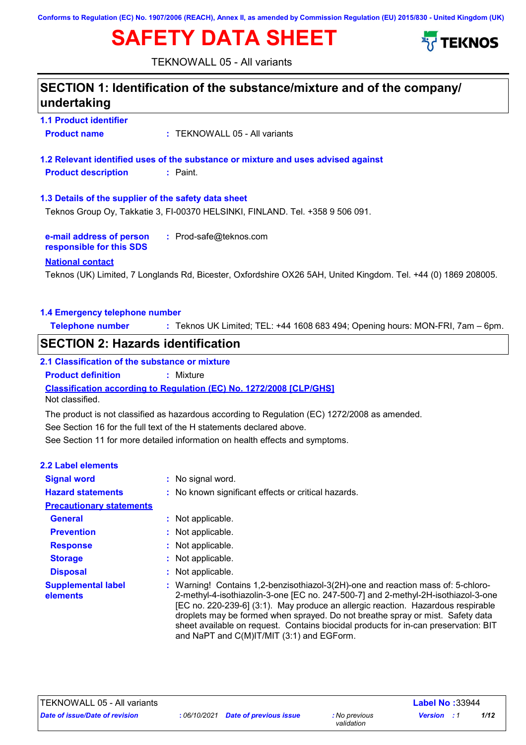Conforms to Regulation (EC) No. 1907/2006 (REACH), Annex II, as amended by Commission Regulation (EU) 2015/830 - United Kingdom (UK)

# SAFETY DATA SHEET

TEKNOS

TEKNOWALL 05 - All variants

## SECTION 1: Identification of the substance/mixture and of the company/undertaking

### 1.1 Product identifier

**Product name** : TEKNOWALL 05 - All variants

### 1.2 Relevant identified uses of the substance or mixture and uses advised against

**Product description** : Paint.

### 1.3 Details of the supplier of the safety data sheet

Teknos Group Oy, Takkatie 3, FI-00370 HELSINKI, FINLAND. Tel. +358 9 506 091.

**e-mail address of person responsible for this SDS** : Prod-safe@teknos.com

**National contact**

Teknos (UK) Limited, 7 Longlands Rd, Bicester, Oxfordshire OX26 5AH, United Kingdom. Tel. +44 (0) 1869 208005.

### 1.4 Emergency telephone number

**Telephone number** : Teknos UK Limited; TEL: +44 1608 683 494; Opening hours: MON-FRI, 7am – 6pm.

## SECTION 2: Hazards identification

### 2.1 Classification of the substance or mixture

**Product definition** : Mixture

**Classification according to Regulation (EC) No. 1272/2008 [CLP/GHS]**

Not classified.

The product is not classified as hazardous according to Regulation (EC) 1272/2008 as amended.

See Section 16 for the full text of the H statements declared above.

See Section 11 for more detailed information on health effects and symptoms.

### 2.2 Label elements

**Signal word** : No signal word.

**Hazard statements** : No known significant effects or critical hazards.

**Precautionary statements**

**General** : Not applicable.

**Prevention** : Not applicable.

**Response** : Not applicable.

**Storage** : Not applicable.

**Disposal** : Not applicable.

**Supplemental label elements** : Warning! Contains 1,2-benzisothiazol-3(2H)-one and reaction mass of: 5-chloro-2-methyl-4-isothiazolin-3-one [EC no. 247-500-7] and 2-methyl-2H-isothiazol-3-one [EC no. 220-239-6] (3:1). May produce an allergic reaction. Hazardous respirable droplets may be formed when sprayed. Do not breathe spray or mist. Safety data sheet available on request. Contains biocidal products for in-can preservation: BIT and NaPT and C(M)IT/MIT (3:1) and EGForm.

TEKNOWALL 05 - All variants | Label No :33944

*Date of issue/Date of revision* : 06/10/2021 *Date of previous issue* : No previous validation *Version* : 1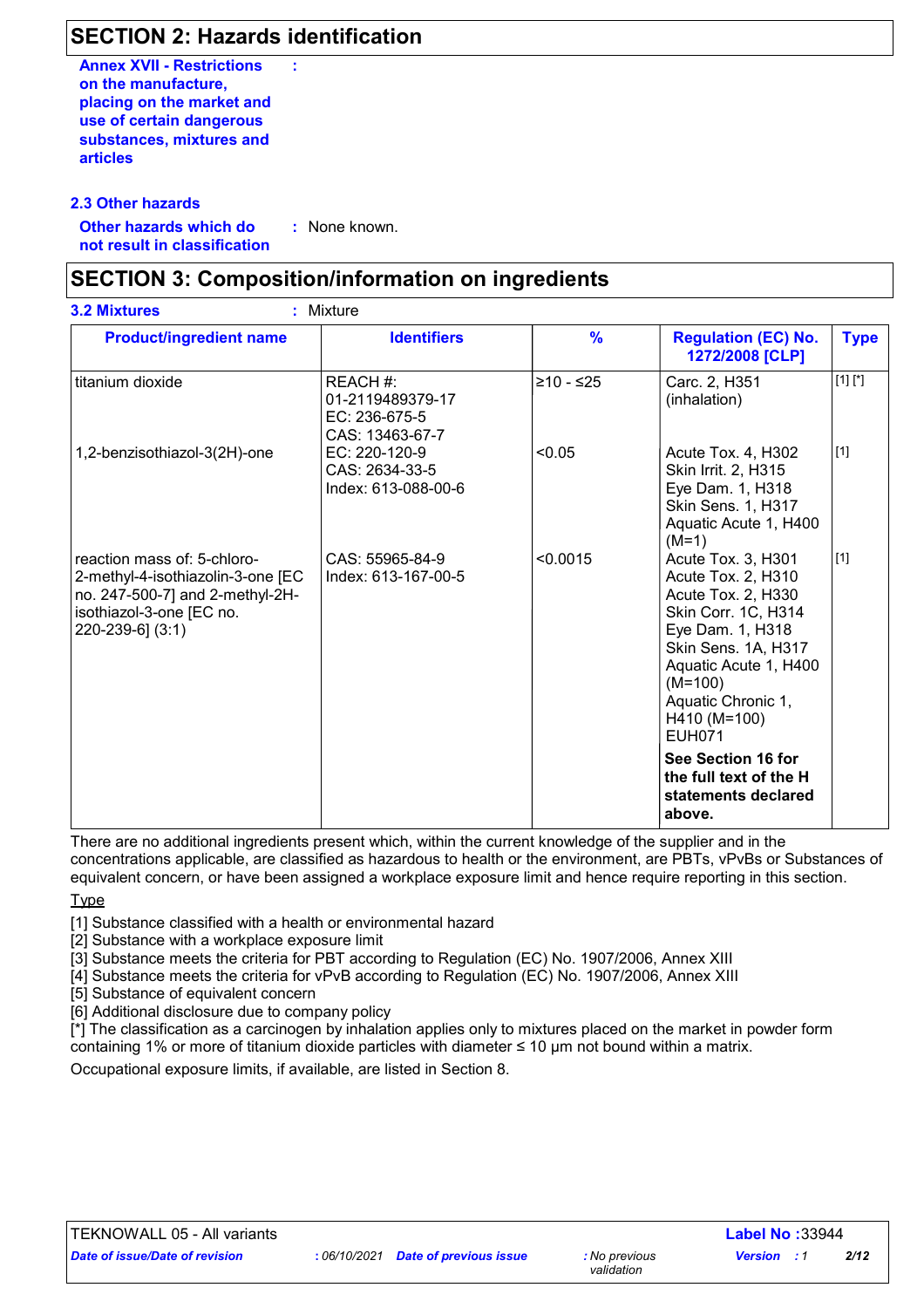## SECTION 2: Hazards identification

**Annex XVII - Restrictions on the manufacture, placing on the market and use of certain dangerous substances, mixtures and articles** :

### 2.3 Other hazards

**Other hazards which do not result in classification** : None known.

## SECTION 3: Composition/information on ingredients

**3.2 Mixtures** : Mixture

| Product/ingredient name | Identifiers | % | Regulation (EC) No. 1272/2008 [CLP] | Type |
|---|---|---|---|---|
| titanium dioxide | REACH #: 01-2119489379-17<br>EC: 236-675-5<br>CAS: 13463-67-7 | ≥10 - ≤25 | Carc. 2, H351 (inhalation) | [1] [*] |
| 1,2-benzisothiazol-3(2H)-one | EC: 220-120-9<br>CAS: 2634-33-5<br>Index: 613-088-00-6 | <0.05 | Acute Tox. 4, H302<br>Skin Irrit. 2, H315<br>Eye Dam. 1, H318<br>Skin Sens. 1, H317<br>Aquatic Acute 1, H400 (M=1) | [1] |
| reaction mass of: 5-chloro-2-methyl-4-isothiazolin-3-one [EC no. 247-500-7] and 2-methyl-2H-isothiazol-3-one [EC no. 220-239-6] (3:1) | CAS: 55965-84-9<br>Index: 613-167-00-5 | <0.0015 | Acute Tox. 3, H301<br>Acute Tox. 2, H310<br>Acute Tox. 2, H330<br>Skin Corr. 1C, H314<br>Eye Dam. 1, H318<br>Skin Sens. 1A, H317<br>Aquatic Acute 1, H400 (M=100)<br>Aquatic Chronic 1, H410 (M=100)<br>EUH071 | [1] |
| | | | **See Section 16 for the full text of the H statements declared above.** | |

There are no additional ingredients present which, within the current knowledge of the supplier and in the concentrations applicable, are classified as hazardous to health or the environment, are PBTs, vPvBs or Substances of equivalent concern, or have been assigned a workplace exposure limit and hence require reporting in this section.

Type

[1] Substance classified with a health or environmental hazard
[2] Substance with a workplace exposure limit
[3] Substance meets the criteria for PBT according to Regulation (EC) No. 1907/2006, Annex XIII
[4] Substance meets the criteria for vPvB according to Regulation (EC) No. 1907/2006, Annex XIII
[5] Substance of equivalent concern
[6] Additional disclosure due to company policy
[*] The classification as a carcinogen by inhalation applies only to mixtures placed on the market in powder form containing 1% or more of titanium dioxide particles with diameter ≤ 10 μm not bound within a matrix.

Occupational exposure limits, if available, are listed in Section 8.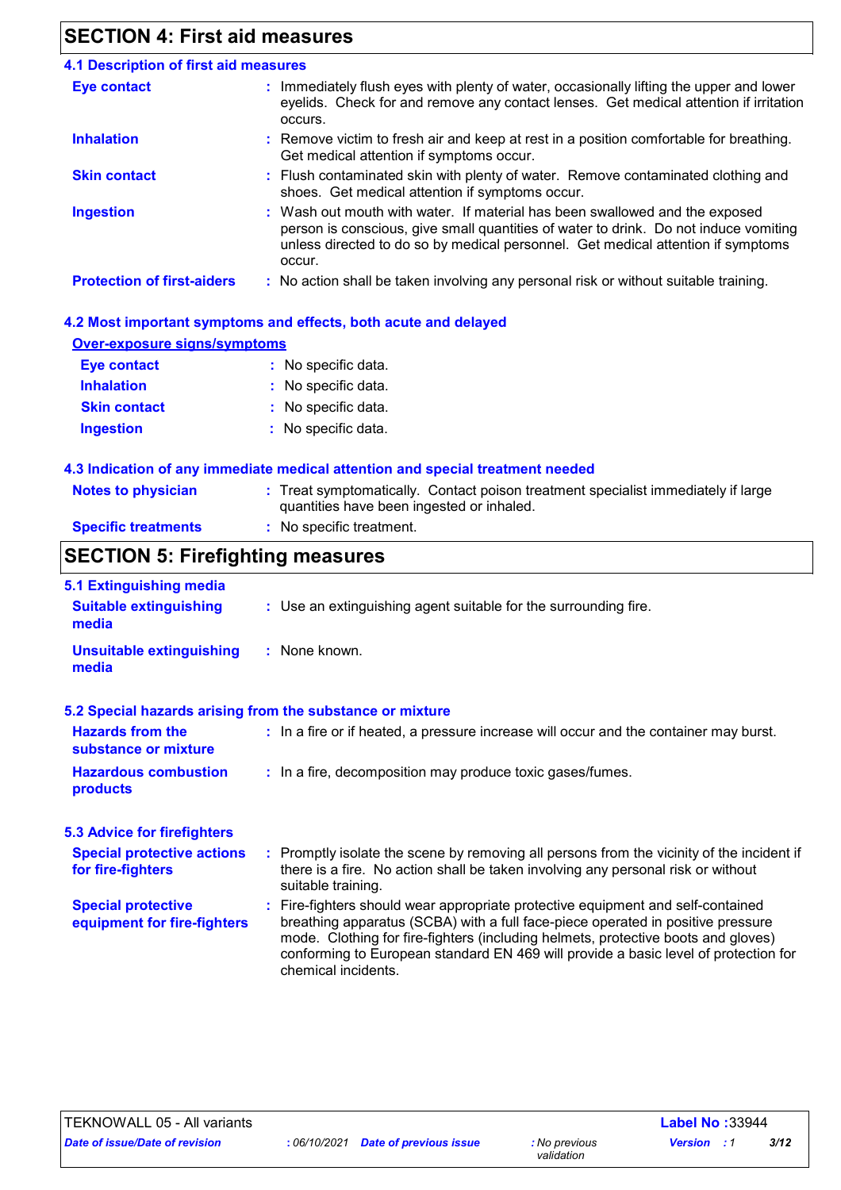## SECTION 4: First aid measures

### 4.1 Description of first aid measures

**Eye contact** : Immediately flush eyes with plenty of water, occasionally lifting the upper and lower eyelids. Check for and remove any contact lenses. Get medical attention if irritation occurs.

**Inhalation** : Remove victim to fresh air and keep at rest in a position comfortable for breathing. Get medical attention if symptoms occur.

**Skin contact** : Flush contaminated skin with plenty of water. Remove contaminated clothing and shoes. Get medical attention if symptoms occur.

**Ingestion** : Wash out mouth with water. If material has been swallowed and the exposed person is conscious, give small quantities of water to drink. Do not induce vomiting unless directed to do so by medical personnel. Get medical attention if symptoms occur.

**Protection of first-aiders** : No action shall be taken involving any personal risk or without suitable training.

### 4.2 Most important symptoms and effects, both acute and delayed

**Over-exposure signs/symptoms**

**Eye contact** : No specific data.

**Inhalation** : No specific data.

**Skin contact** : No specific data.

**Ingestion** : No specific data.

### 4.3 Indication of any immediate medical attention and special treatment needed

**Notes to physician** : Treat symptomatically. Contact poison treatment specialist immediately if large quantities have been ingested or inhaled.

**Specific treatments** : No specific treatment.

## SECTION 5: Firefighting measures

### 5.1 Extinguishing media

**Suitable extinguishing media** : Use an extinguishing agent suitable for the surrounding fire.

**Unsuitable extinguishing media** : None known.

### 5.2 Special hazards arising from the substance or mixture

**Hazards from the substance or mixture** : In a fire or if heated, a pressure increase will occur and the container may burst.

**Hazardous combustion products** : In a fire, decomposition may produce toxic gases/fumes.

### 5.3 Advice for firefighters

**Special protective actions for fire-fighters** : Promptly isolate the scene by removing all persons from the vicinity of the incident if there is a fire. No action shall be taken involving any personal risk or without suitable training.

**Special protective equipment for fire-fighters** : Fire-fighters should wear appropriate protective equipment and self-contained breathing apparatus (SCBA) with a full face-piece operated in positive pressure mode. Clothing for fire-fighters (including helmets, protective boots and gloves) conforming to European standard EN 469 will provide a basic level of protection for chemical incidents.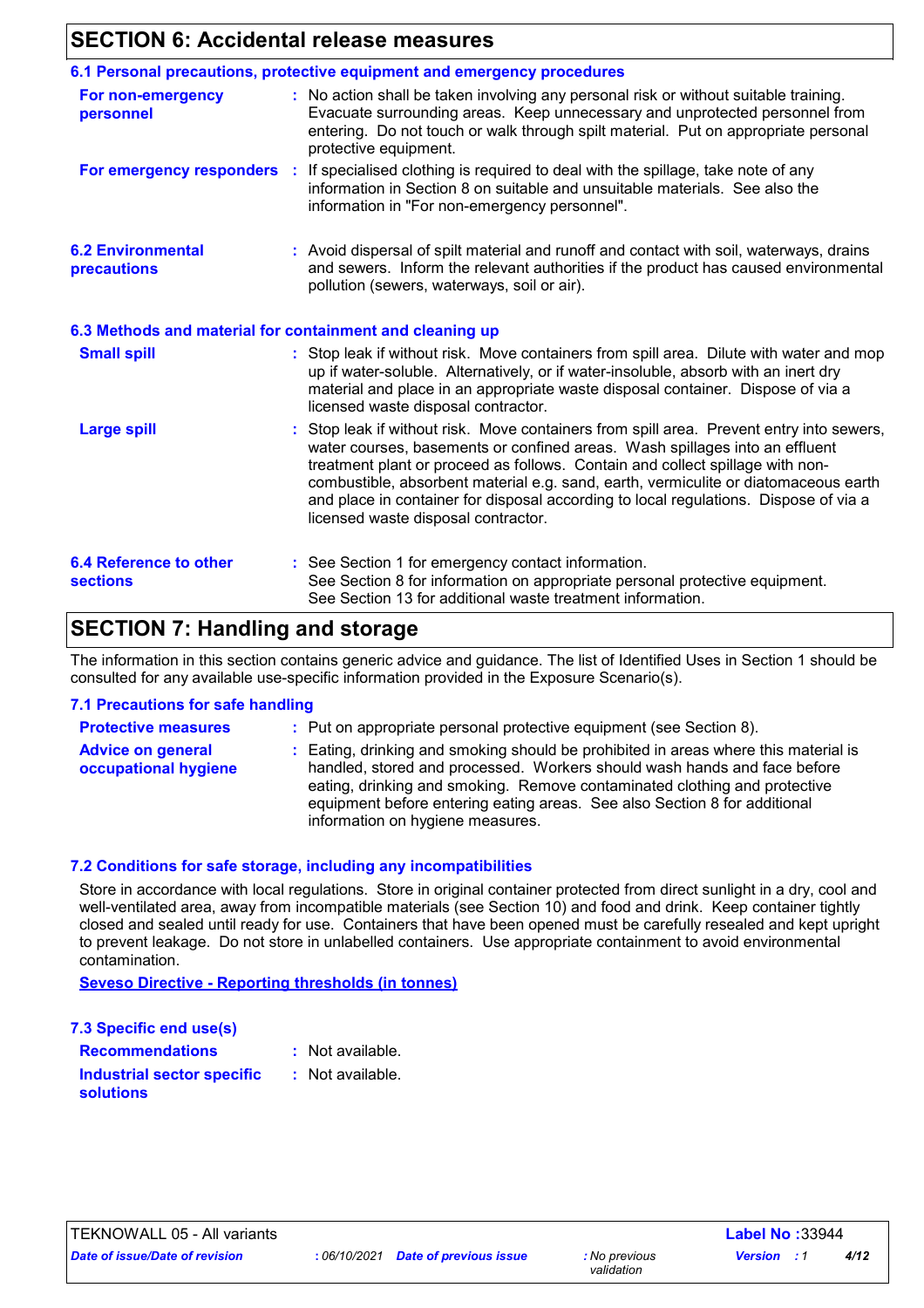## SECTION 6: Accidental release measures

### 6.1 Personal precautions, protective equipment and emergency procedures

**For non-emergency personnel** : No action shall be taken involving any personal risk or without suitable training. Evacuate surrounding areas. Keep unnecessary and unprotected personnel from entering. Do not touch or walk through spilt material. Put on appropriate personal protective equipment.

**For emergency responders** : If specialised clothing is required to deal with the spillage, take note of any information in Section 8 on suitable and unsuitable materials. See also the information in "For non-emergency personnel".

### 6.2 Environmental precautions

: Avoid dispersal of spilt material and runoff and contact with soil, waterways, drains and sewers. Inform the relevant authorities if the product has caused environmental pollution (sewers, waterways, soil or air).

### 6.3 Methods and material for containment and cleaning up

**Small spill** : Stop leak if without risk. Move containers from spill area. Dilute with water and mop up if water-soluble. Alternatively, or if water-insoluble, absorb with an inert dry material and place in an appropriate waste disposal container. Dispose of via a licensed waste disposal contractor.

**Large spill** : Stop leak if without risk. Move containers from spill area. Prevent entry into sewers, water courses, basements or confined areas. Wash spillages into an effluent treatment plant or proceed as follows. Contain and collect spillage with non-combustible, absorbent material e.g. sand, earth, vermiculite or diatomaceous earth and place in container for disposal according to local regulations. Dispose of via a licensed waste disposal contractor.

### 6.4 Reference to other sections

: See Section 1 for emergency contact information.
See Section 8 for information on appropriate personal protective equipment.
See Section 13 for additional waste treatment information.

## SECTION 7: Handling and storage

The information in this section contains generic advice and guidance. The list of Identified Uses in Section 1 should be consulted for any available use-specific information provided in the Exposure Scenario(s).

### 7.1 Precautions for safe handling

**Protective measures** : Put on appropriate personal protective equipment (see Section 8).

**Advice on general occupational hygiene** : Eating, drinking and smoking should be prohibited in areas where this material is handled, stored and processed. Workers should wash hands and face before eating, drinking and smoking. Remove contaminated clothing and protective equipment before entering eating areas. See also Section 8 for additional information on hygiene measures.

### 7.2 Conditions for safe storage, including any incompatibilities

Store in accordance with local regulations. Store in original container protected from direct sunlight in a dry, cool and well-ventilated area, away from incompatible materials (see Section 10) and food and drink. Keep container tightly closed and sealed until ready for use. Containers that have been opened must be carefully resealed and kept upright to prevent leakage. Do not store in unlabelled containers. Use appropriate containment to avoid environmental contamination.

**Seveso Directive - Reporting thresholds (in tonnes)**

### 7.3 Specific end use(s)

**Recommendations** : Not available.

**Industrial sector specific solutions** : Not available.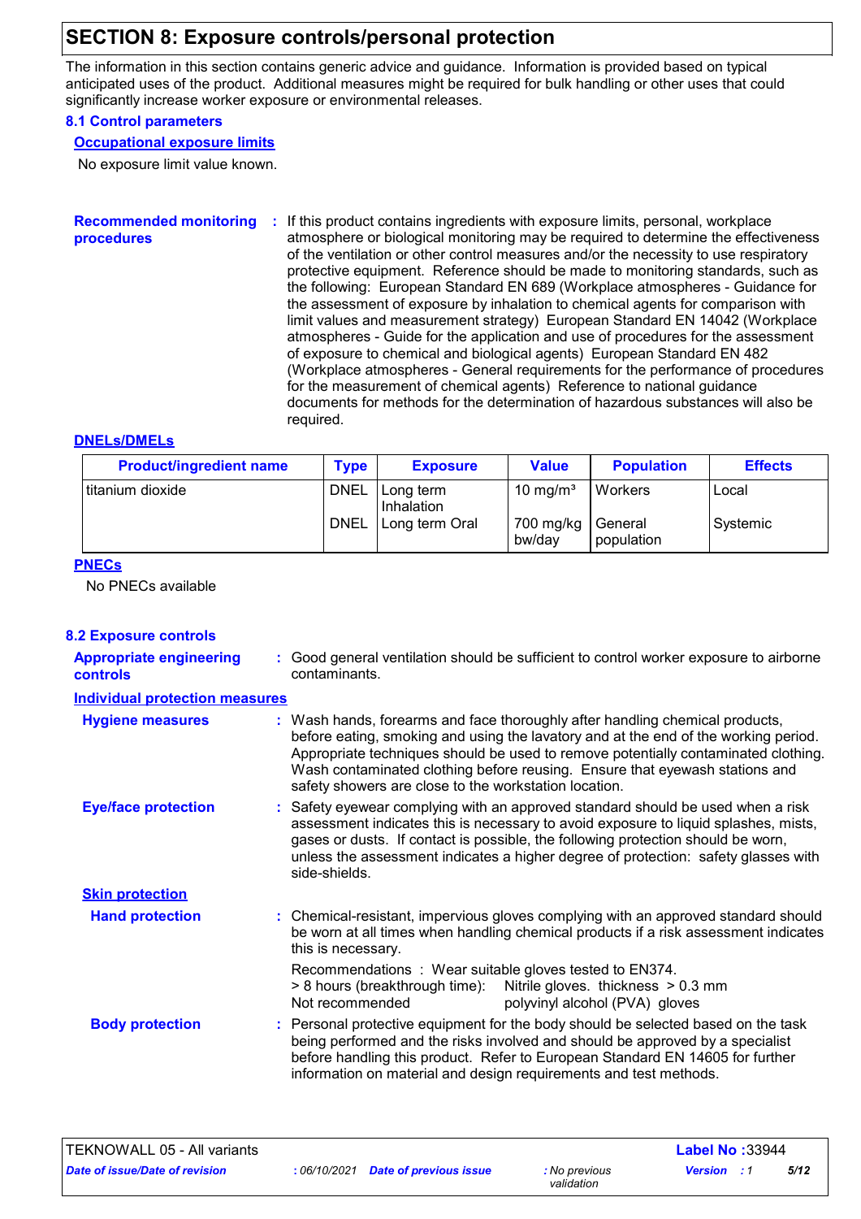# SECTION 8: Exposure controls/personal protection

The information in this section contains generic advice and guidance. Information is provided based on typical anticipated uses of the product. Additional measures might be required for bulk handling or other uses that could significantly increase worker exposure or environmental releases.

## 8.1 Control parameters

### Occupational exposure limits

No exposure limit value known.

**Recommended monitoring procedures** : If this product contains ingredients with exposure limits, personal, workplace atmosphere or biological monitoring may be required to determine the effectiveness of the ventilation or other control measures and/or the necessity to use respiratory protective equipment. Reference should be made to monitoring standards, such as the following: European Standard EN 689 (Workplace atmospheres - Guidance for the assessment of exposure by inhalation to chemical agents for comparison with limit values and measurement strategy) European Standard EN 14042 (Workplace atmospheres - Guide for the application and use of procedures for the assessment of exposure to chemical and biological agents) European Standard EN 482 (Workplace atmospheres - General requirements for the performance of procedures for the measurement of chemical agents) Reference to national guidance documents for methods for the determination of hazardous substances will also be required.

### DNELs/DMELs

| Product/ingredient name | Type | Exposure | Value | Population | Effects |
|---|---|---|---|---|---|
| titanium dioxide | DNEL | Long term Inhalation | 10 mg/m³ | Workers | Local |
| | DNEL | Long term Oral | 700 mg/kg bw/day | General population | Systemic |

### PNECs

No PNECs available

## 8.2 Exposure controls

**Appropriate engineering controls** : Good general ventilation should be sufficient to control worker exposure to airborne contaminants.

### Individual protection measures

**Hygiene measures** : Wash hands, forearms and face thoroughly after handling chemical products, before eating, smoking and using the lavatory and at the end of the working period. Appropriate techniques should be used to remove potentially contaminated clothing. Wash contaminated clothing before reusing. Ensure that eyewash stations and safety showers are close to the workstation location.

**Eye/face protection** : Safety eyewear complying with an approved standard should be used when a risk assessment indicates this is necessary to avoid exposure to liquid splashes, mists, gases or dusts. If contact is possible, the following protection should be worn, unless the assessment indicates a higher degree of protection: safety glasses with side-shields.

### Skin protection

**Hand protection** : Chemical-resistant, impervious gloves complying with an approved standard should be worn at all times when handling chemical products if a risk assessment indicates this is necessary.

Recommendations : Wear suitable gloves tested to EN374.
> 8 hours (breakthrough time): Nitrile gloves. thickness > 0.3 mm
Not recommended polyvinyl alcohol (PVA) gloves

**Body protection** : Personal protective equipment for the body should be selected based on the task being performed and the risks involved and should be approved by a specialist before handling this product. Refer to European Standard EN 14605 for further information on material and design requirements and test methods.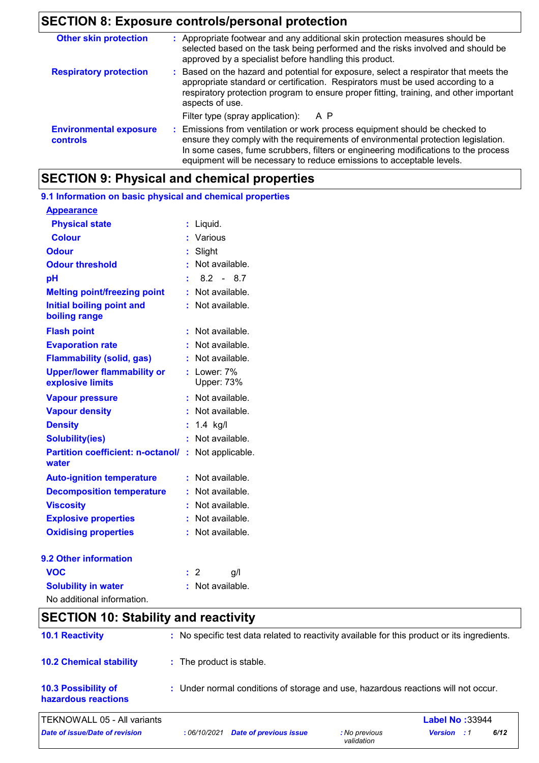## SECTION 8: Exposure controls/personal protection

**Other skin protection** : Appropriate footwear and any additional skin protection measures should be selected based on the task being performed and the risks involved and should be approved by a specialist before handling this product.

**Respiratory protection** : Based on the hazard and potential for exposure, select a respirator that meets the appropriate standard or certification. Respirators must be used according to a respiratory protection program to ensure proper fitting, training, and other important aspects of use.

Filter type (spray application): A P

**Environmental exposure controls** : Emissions from ventilation or work process equipment should be checked to ensure they comply with the requirements of environmental protection legislation. In some cases, fume scrubbers, filters or engineering modifications to the process equipment will be necessary to reduce emissions to acceptable levels.

## SECTION 9: Physical and chemical properties

### 9.1 Information on basic physical and chemical properties

**Appearance**

| | |
|---|---|
| **Physical state** | : Liquid. |
| **Colour** | : Various |
| **Odour** | : Slight |
| **Odour threshold** | : Not available. |
| **pH** | : 8.2 - 8.7 |
| **Melting point/freezing point** | : Not available. |
| **Initial boiling point and boiling range** | : Not available. |
| **Flash point** | : Not available. |
| **Evaporation rate** | : Not available. |
| **Flammability (solid, gas)** | : Not available. |
| **Upper/lower flammability or explosive limits** | : Lower: 7% Upper: 73% |
| **Vapour pressure** | : Not available. |
| **Vapour density** | : Not available. |
| **Density** | : 1.4 kg/l |
| **Solubility(ies)** | : Not available. |
| **Partition coefficient: n-octanol/water** | : Not applicable. |
| **Auto-ignition temperature** | : Not available. |
| **Decomposition temperature** | : Not available. |
| **Viscosity** | : Not available. |
| **Explosive properties** | : Not available. |
| **Oxidising properties** | : Not available. |

### 9.2 Other information

| | |
|---|---|
| **VOC** | : 2 g/l |
| **Solubility in water** | : Not available. |

No additional information.

## SECTION 10: Stability and reactivity

**10.1 Reactivity** : No specific test data related to reactivity available for this product or its ingredients.

**10.2 Chemical stability** : The product is stable.

**10.3 Possibility of hazardous reactions** : Under normal conditions of storage and use, hazardous reactions will not occur.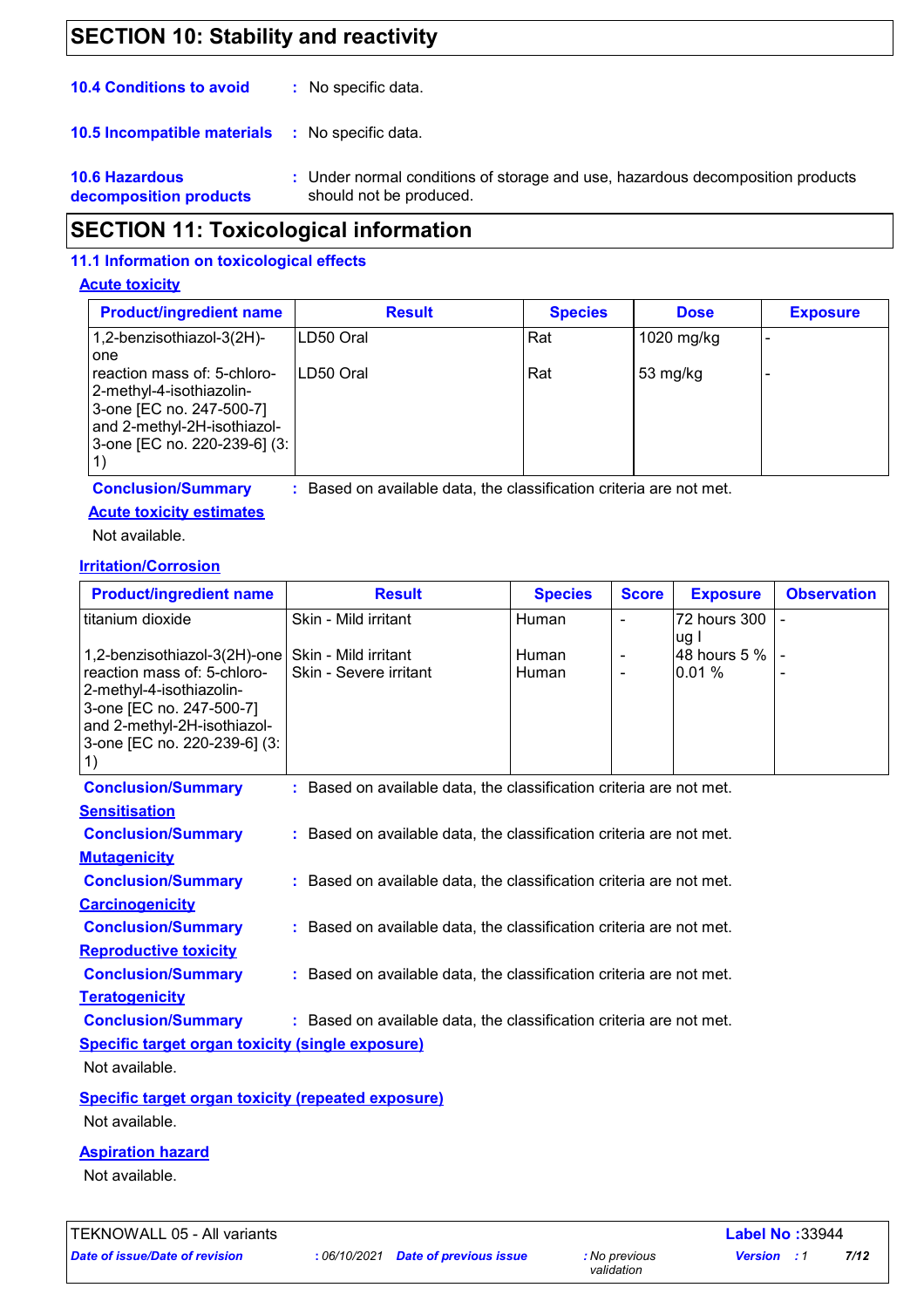## SECTION 10: Stability and reactivity

**10.4 Conditions to avoid** : No specific data.

**10.5 Incompatible materials** : No specific data.

**10.6 Hazardous decomposition products** : Under normal conditions of storage and use, hazardous decomposition products should not be produced.

## SECTION 11: Toxicological information

### 11.1 Information on toxicological effects

**Acute toxicity**

| Product/ingredient name | Result | Species | Dose | Exposure |
|---|---|---|---|---|
| 1,2-benzisothiazol-3(2H)-one | LD50 Oral | Rat | 1020 mg/kg | - |
| reaction mass of: 5-chloro-2-methyl-4-isothiazolin-3-one [EC no. 247-500-7] and 2-methyl-2H-isothiazol-3-one [EC no. 220-239-6] (3:1) | LD50 Oral | Rat | 53 mg/kg | - |

**Conclusion/Summary** : Based on available data, the classification criteria are not met.

**Acute toxicity estimates**

Not available.

**Irritation/Corrosion**

| Product/ingredient name | Result | Species | Score | Exposure | Observation |
|---|---|---|---|---|---|
| titanium dioxide | Skin - Mild irritant | Human | - | 72 hours 300 ug I | - |
| 1,2-benzisothiazol-3(2H)-one | Skin - Mild irritant | Human | - | 48 hours 5 % | - |
| reaction mass of: 5-chloro-2-methyl-4-isothiazolin-3-one [EC no. 247-500-7] and 2-methyl-2H-isothiazol-3-one [EC no. 220-239-6] (3:1) | Skin - Severe irritant | Human | - | 0.01 % | - |

**Conclusion/Summary** : Based on available data, the classification criteria are not met.

**Sensitisation**

**Conclusion/Summary** : Based on available data, the classification criteria are not met.

**Mutagenicity**

**Conclusion/Summary** : Based on available data, the classification criteria are not met.

**Carcinogenicity**

**Conclusion/Summary** : Based on available data, the classification criteria are not met.

**Reproductive toxicity**

**Conclusion/Summary** : Based on available data, the classification criteria are not met.

**Teratogenicity**

**Conclusion/Summary** : Based on available data, the classification criteria are not met.

**Specific target organ toxicity (single exposure)**

Not available.

**Specific target organ toxicity (repeated exposure)**

Not available.

**Aspiration hazard**

Not available.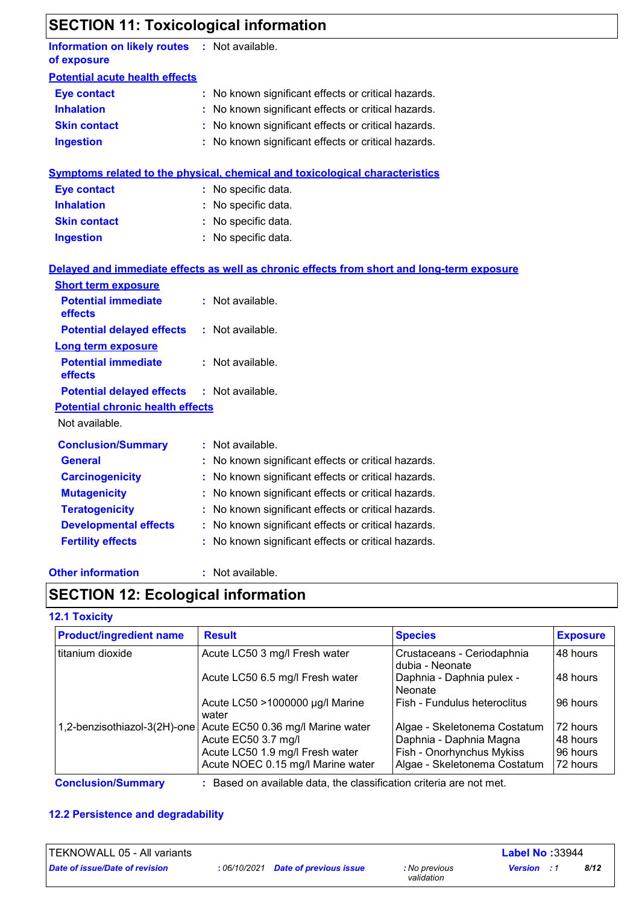## SECTION 11: Toxicological information

**Information on likely routes of exposure** : Not available.

**Potential acute health effects**

**Eye contact** : No known significant effects or critical hazards.
**Inhalation** : No known significant effects or critical hazards.
**Skin contact** : No known significant effects or critical hazards.
**Ingestion** : No known significant effects or critical hazards.

**Symptoms related to the physical, chemical and toxicological characteristics**

**Eye contact** : No specific data.
**Inhalation** : No specific data.
**Skin contact** : No specific data.
**Ingestion** : No specific data.

**Delayed and immediate effects as well as chronic effects from short and long-term exposure**

**Short term exposure**

**Potential immediate effects** : Not available.
**Potential delayed effects** : Not available.

**Long term exposure**

**Potential immediate effects** : Not available.
**Potential delayed effects** : Not available.

**Potential chronic health effects**

Not available.

**Conclusion/Summary** : Not available.
**General** : No known significant effects or critical hazards.
**Carcinogenicity** : No known significant effects or critical hazards.
**Mutagenicity** : No known significant effects or critical hazards.
**Teratogenicity** : No known significant effects or critical hazards.
**Developmental effects** : No known significant effects or critical hazards.
**Fertility effects** : No known significant effects or critical hazards.

**Other information** : Not available.

## SECTION 12: Ecological information

### 12.1 Toxicity

| Product/ingredient name | Result | Species | Exposure |
|---|---|---|---|
| titanium dioxide | Acute LC50 3 mg/l Fresh water | Crustaceans - Ceriodaphnia dubia - Neonate | 48 hours |
| | Acute LC50 6.5 mg/l Fresh water | Daphnia - Daphnia pulex - Neonate | 48 hours |
| | Acute LC50 >1000000 µg/l Marine water | Fish - Fundulus heteroclitus | 96 hours |
| 1,2-benzisothiazol-3(2H)-one | Acute EC50 0.36 mg/l Marine water | Algae - Skeletonema Costatum | 72 hours |
| | Acute EC50 3.7 mg/l | Daphnia - Daphnia Magna | 48 hours |
| | Acute LC50 1.9 mg/l Fresh water | Fish - Onorhynchus Mykiss | 96 hours |
| | Acute NOEC 0.15 mg/l Marine water | Algae - Skeletonema Costatum | 72 hours |

**Conclusion/Summary** : Based on available data, the classification criteria are not met.

### 12.2 Persistence and degradability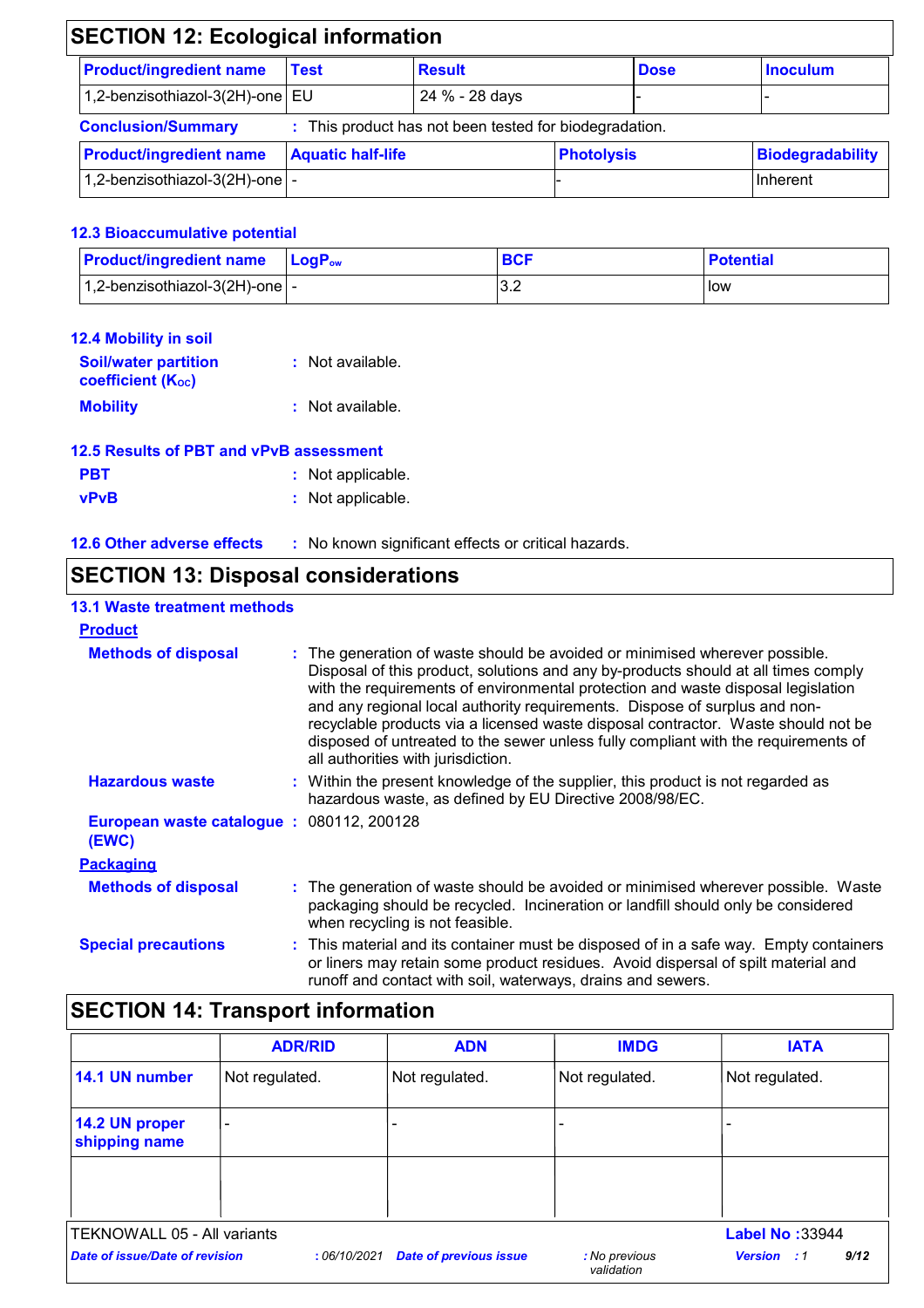## SECTION 12: Ecological information

| Product/ingredient name | Test | Result | Dose | Inoculum |
|---|---|---|---|---|
| 1,2-benzisothiazol-3(2H)-one | EU | 24 % - 28 days | - | - |

**Conclusion/Summary** : This product has not been tested for biodegradation.

| Product/ingredient name | Aquatic half-life | Photolysis | Biodegradability |
|---|---|---|---|
| 1,2-benzisothiazol-3(2H)-one | - | - | Inherent |

### 12.3 Bioaccumulative potential

| Product/ingredient name | $LogP_{ow}$ | BCF | Potential |
|---|---|---|---|
| 1,2-benzisothiazol-3(2H)-one | - | 3.2 | low |

### 12.4 Mobility in soil

**Soil/water partition coefficient ($K_{OC}$)** : Not available.

**Mobility** : Not available.

### 12.5 Results of PBT and vPvB assessment

**PBT** : Not applicable.

**vPvB** : Not applicable.

### 12.6 Other adverse effects

: No known significant effects or critical hazards.

## SECTION 13: Disposal considerations

### 13.1 Waste treatment methods

**Product**

**Methods of disposal** : The generation of waste should be avoided or minimised wherever possible. Disposal of this product, solutions and any by-products should at all times comply with the requirements of environmental protection and waste disposal legislation and any regional local authority requirements. Dispose of surplus and non-recyclable products via a licensed waste disposal contractor. Waste should not be disposed of untreated to the sewer unless fully compliant with the requirements of all authorities with jurisdiction.

**Hazardous waste** : Within the present knowledge of the supplier, this product is not regarded as hazardous waste, as defined by EU Directive 2008/98/EC.

**European waste catalogue (EWC)** : 080112, 200128

**Packaging**

**Methods of disposal** : The generation of waste should be avoided or minimised wherever possible. Waste packaging should be recycled. Incineration or landfill should only be considered when recycling is not feasible.

**Special precautions** : This material and its container must be disposed of in a safe way. Empty containers or liners may retain some product residues. Avoid dispersal of spilt material and runoff and contact with soil, waterways, drains and sewers.

## SECTION 14: Transport information

| | ADR/RID | ADN | IMDG | IATA |
|---|---|---|---|---|
| **14.1 UN number** | Not regulated. | Not regulated. | Not regulated. | Not regulated. |
| **14.2 UN proper shipping name** | - | - | - | - |
| | | | | |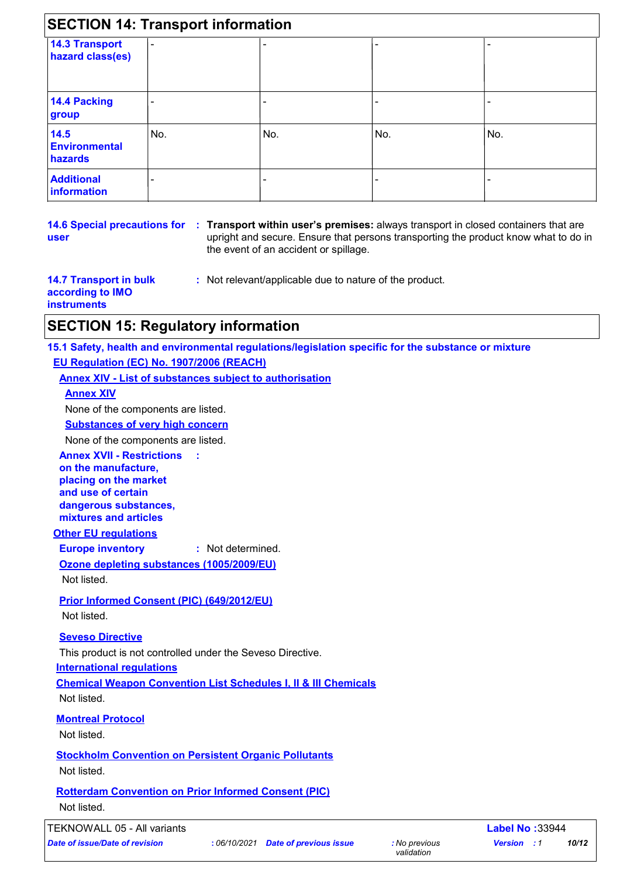## SECTION 14: Transport information

| | | | | |
|---|---|---|---|---|
| **14.3 Transport hazard class(es)** | - | - | - | - |
| **14.4 Packing group** | - | - | - | - |
| **14.5 Environmental hazards** | No. | No. | No. | No. |
| **Additional information** | - | - | - | - |

**14.6 Special precautions for user** : **Transport within user's premises:** always transport in closed containers that are upright and secure. Ensure that persons transporting the product know what to do in the event of an accident or spillage.

**14.7 Transport in bulk according to IMO instruments** : Not relevant/applicable due to nature of the product.

## SECTION 15: Regulatory information

**15.1 Safety, health and environmental regulations/legislation specific for the substance or mixture**

**EU Regulation (EC) No. 1907/2006 (REACH)**

**Annex XIV - List of substances subject to authorisation**

**Annex XIV**

None of the components are listed.

**Substances of very high concern**

None of the components are listed.

**Annex XVII - Restrictions on the manufacture, placing on the market and use of certain dangerous substances, mixtures and articles** :

**Other EU regulations**

**Europe inventory** : Not determined.

**Ozone depleting substances (1005/2009/EU)**

Not listed.

**Prior Informed Consent (PIC) (649/2012/EU)**

Not listed.

**Seveso Directive**

This product is not controlled under the Seveso Directive.

**International regulations**

**Chemical Weapon Convention List Schedules I, II & III Chemicals**

Not listed.

**Montreal Protocol**

Not listed.

**Stockholm Convention on Persistent Organic Pollutants**

Not listed.

**Rotterdam Convention on Prior Informed Consent (PIC)**

Not listed.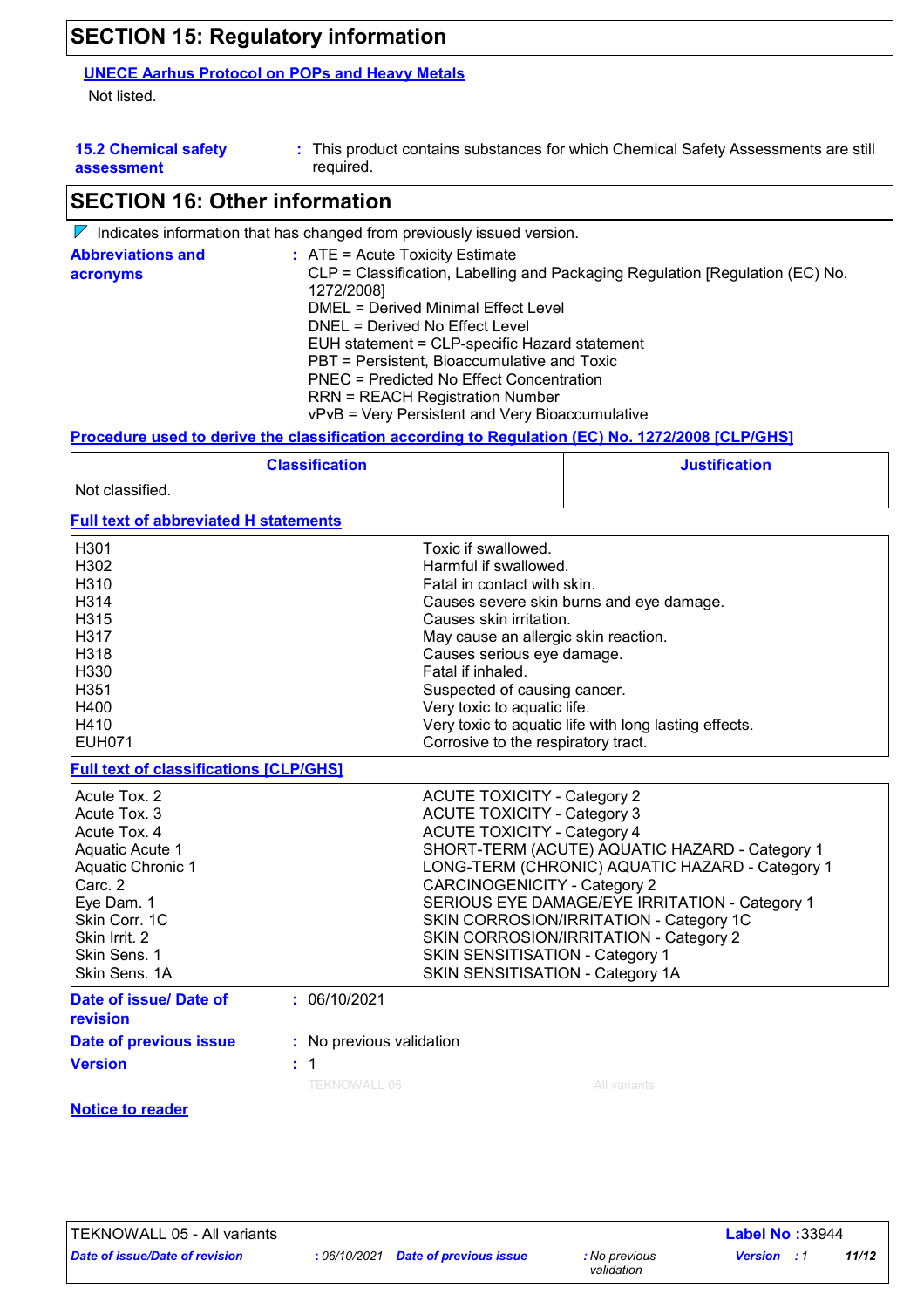## SECTION 15: Regulatory information

**UNECE Aarhus Protocol on POPs and Heavy Metals**

Not listed.

**15.2 Chemical safety assessment** : This product contains substances for which Chemical Safety Assessments are still required.

## SECTION 16: Other information

Indicates information that has changed from previously issued version.

**Abbreviations and acronyms** : ATE = Acute Toxicity Estimate
CLP = Classification, Labelling and Packaging Regulation [Regulation (EC) No. 1272/2008]
DMEL = Derived Minimal Effect Level
DNEL = Derived No Effect Level
EUH statement = CLP-specific Hazard statement
PBT = Persistent, Bioaccumulative and Toxic
PNEC = Predicted No Effect Concentration
RRN = REACH Registration Number
vPvB = Very Persistent and Very Bioaccumulative

**Procedure used to derive the classification according to Regulation (EC) No. 1272/2008 [CLP/GHS]**

| Classification | Justification |
|---|---|
| Not classified. | |

**Full text of abbreviated H statements**

| | |
|---|---|
| H301 | Toxic if swallowed. |
| H302 | Harmful if swallowed. |
| H310 | Fatal in contact with skin. |
| H314 | Causes severe skin burns and eye damage. |
| H315 | Causes skin irritation. |
| H317 | May cause an allergic skin reaction. |
| H318 | Causes serious eye damage. |
| H330 | Fatal if inhaled. |
| H351 | Suspected of causing cancer. |
| H400 | Very toxic to aquatic life. |
| H410 | Very toxic to aquatic life with long lasting effects. |
| EUH071 | Corrosive to the respiratory tract. |

**Full text of classifications [CLP/GHS]**

| | |
|---|---|
| Acute Tox. 2 | ACUTE TOXICITY - Category 2 |
| Acute Tox. 3 | ACUTE TOXICITY - Category 3 |
| Acute Tox. 4 | ACUTE TOXICITY - Category 4 |
| Aquatic Acute 1 | SHORT-TERM (ACUTE) AQUATIC HAZARD - Category 1 |
| Aquatic Chronic 1 | LONG-TERM (CHRONIC) AQUATIC HAZARD - Category 1 |
| Carc. 2 | CARCINOGENICITY - Category 2 |
| Eye Dam. 1 | SERIOUS EYE DAMAGE/EYE IRRITATION - Category 1 |
| Skin Corr. 1C | SKIN CORROSION/IRRITATION - Category 1C |
| Skin Irrit. 2 | SKIN CORROSION/IRRITATION - Category 2 |
| Skin Sens. 1 | SKIN SENSITISATION - Category 1 |
| Skin Sens. 1A | SKIN SENSITISATION - Category 1A |

**Date of issue/ Date of revision** : 06/10/2021

**Date of previous issue** : No previous validation

**Version** : 1

TEKNOWALL 05 All variants

**Notice to reader**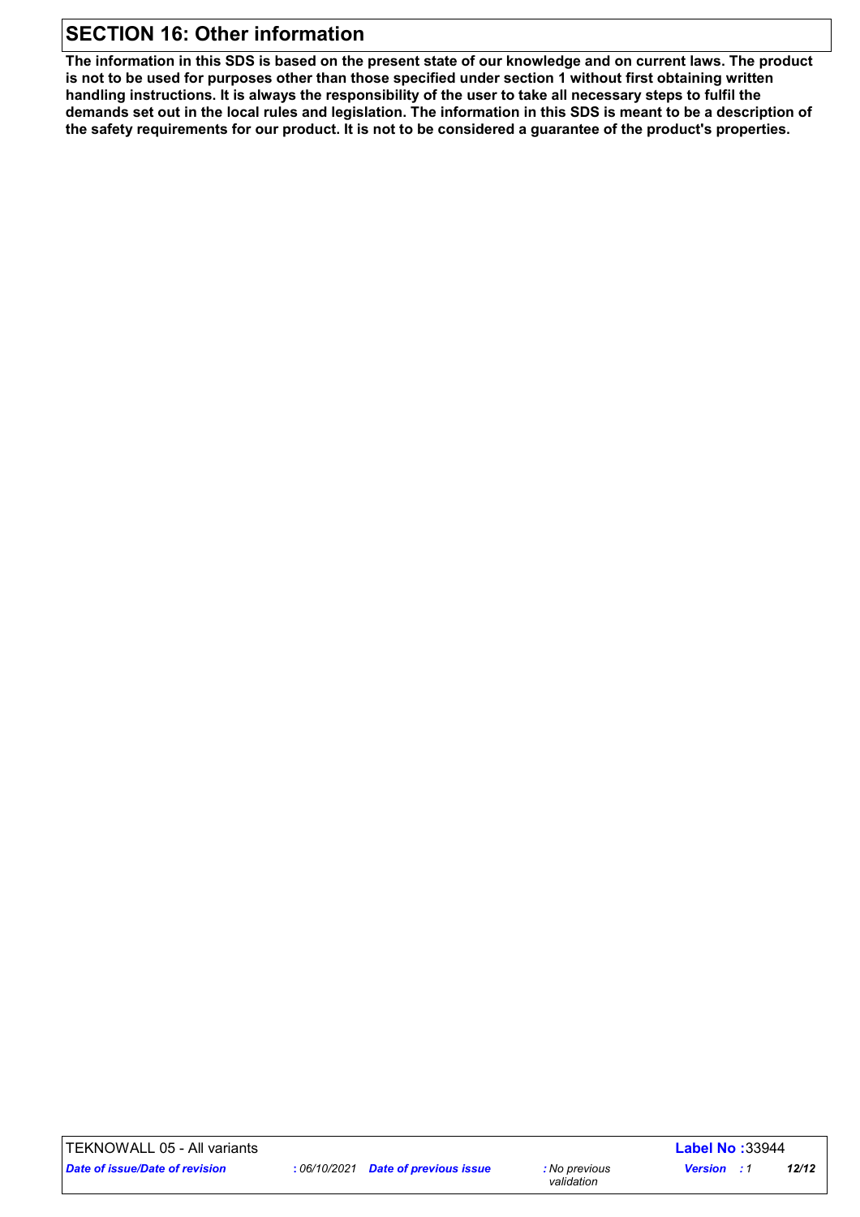## SECTION 16: Other information

**The information in this SDS is based on the present state of our knowledge and on current laws. The product is not to be used for purposes other than those specified under section 1 without first obtaining written handling instructions. It is always the responsibility of the user to take all necessary steps to fulfil the demands set out in the local rules and legislation. The information in this SDS is meant to be a description of the safety requirements for our product. It is not to be considered a guarantee of the product's properties.**